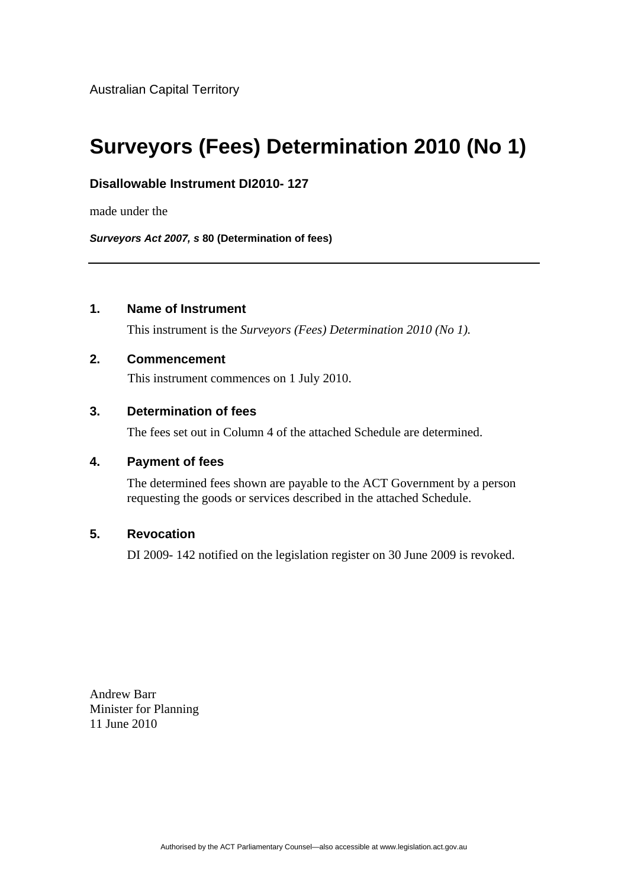Australian Capital Territory

# Surveyors (Fees) Determination 2010 (No 1)

**Disallowable Instrument DI2010- 127**

made under the

***Surveyors Act 2007, s*** **80 (Determination of fees)**

---

### 1. Name of Instrument

This instrument is the *Surveyors (Fees) Determination 2010 (No 1).*

### 2. Commencement

This instrument commences on 1 July 2010.

### 3. Determination of fees

The fees set out in Column 4 of the attached Schedule are determined.

### 4. Payment of fees

The determined fees shown are payable to the ACT Government by a person requesting the goods or services described in the attached Schedule.

### 5. Revocation

DI 2009- 142 notified on the legislation register on 30 June 2009 is revoked.

Andrew Barr
Minister for Planning
11 June 2010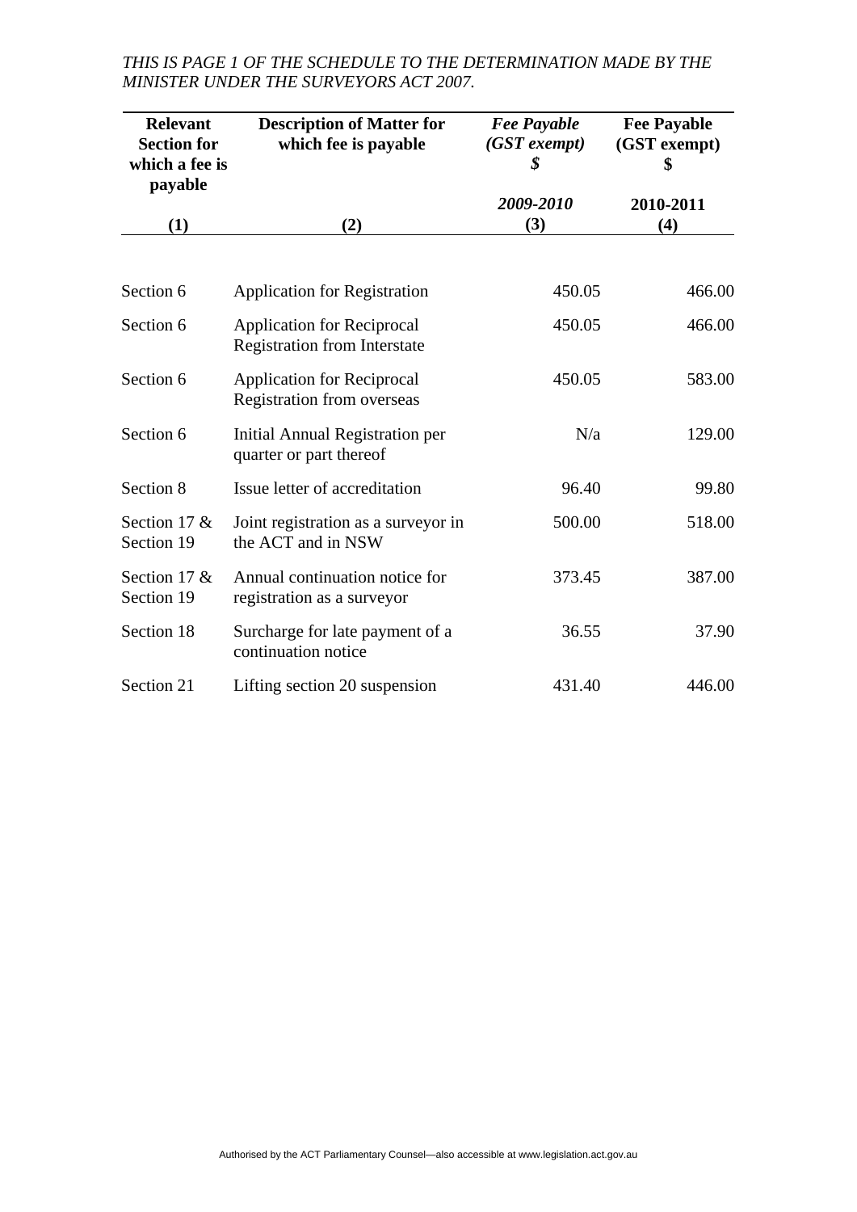*THIS IS PAGE 1 OF THE SCHEDULE TO THE DETERMINATION MADE BY THE MINISTER UNDER THE SURVEYORS ACT 2007.*

| **Relevant Section for which a fee is payable** (1) | **Description of Matter for which fee is payable** (2) | ***Fee Payable (GST exempt) $*** *2009-2010* (3) | **Fee Payable (GST exempt) $** 2010-2011 (4) |
|---|---|---|---|
| Section 6 | Application for Registration | 450.05 | 466.00 |
| Section 6 | Application for Reciprocal Registration from Interstate | 450.05 | 466.00 |
| Section 6 | Application for Reciprocal Registration from overseas | 450.05 | 583.00 |
| Section 6 | Initial Annual Registration per quarter or part thereof | N/a | 129.00 |
| Section 8 | Issue letter of accreditation | 96.40 | 99.80 |
| Section 17 & Section 19 | Joint registration as a surveyor in the ACT and in NSW | 500.00 | 518.00 |
| Section 17 & Section 19 | Annual continuation notice for registration as a surveyor | 373.45 | 387.00 |
| Section 18 | Surcharge for late payment of a continuation notice | 36.55 | 37.90 |
| Section 21 | Lifting section 20 suspension | 431.40 | 446.00 |